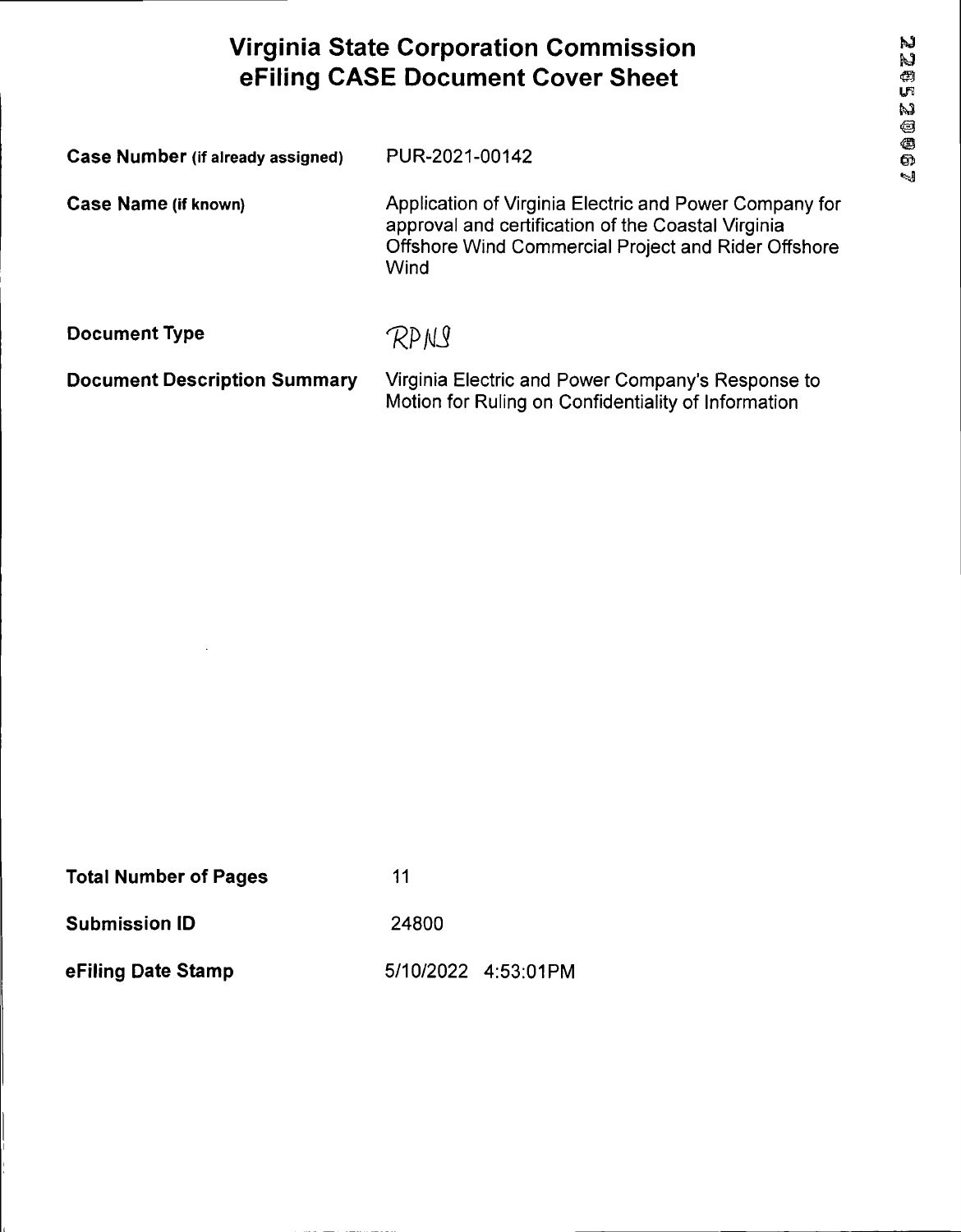# Virginia State Corporation Commission eFiling CASE Document Cover Sheet

| | |
|---|---|
| **Case Number (if already assigned)** | PUR-2021-00142 |
| **Case Name (if known)** | Application of Virginia Electric and Power Company for approval and certification of the Coastal Virginia Offshore Wind Commercial Project and Rider Offshore Wind |
| **Document Type** | RPNS |
| **Document Description Summary** | Virginia Electric and Power Company's Response to Motion for Ruling on Confidentiality of Information |

| | |
|---|---|
| **Total Number of Pages** | 11 |
| **Submission ID** | 24800 |
| **eFiling Date Stamp** | 5/10/2022 4:53:01PM |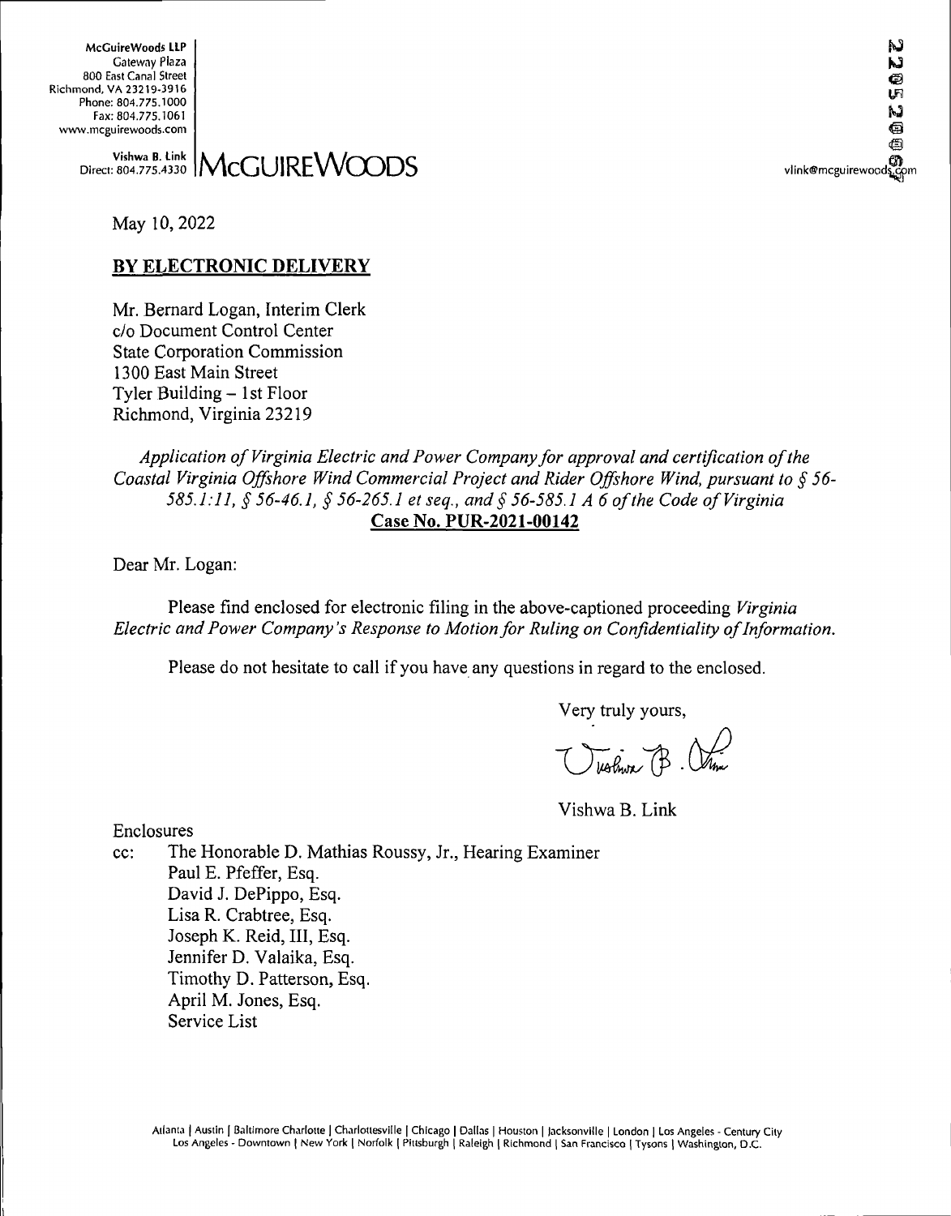McGuireWoods LLP
Gateway Plaza
800 East Canal Street
Richmond, VA 23219-3916
Phone: 804.775.1000
Fax: 804.775.1061
www.mcguirewoods.com

Vishwa B. Link
Direct: 804.775.4330

**McGUIREWOODS**

vlink@mcguirewoods.com

May 10, 2022

**BY ELECTRONIC DELIVERY**

Mr. Bernard Logan, Interim Clerk
c/o Document Control Center
State Corporation Commission
1300 East Main Street
Tyler Building – 1st Floor
Richmond, Virginia 23219

*Application of Virginia Electric and Power Company for approval and certification of the Coastal Virginia Offshore Wind Commercial Project and Rider Offshore Wind, pursuant to § 56-585.1:11, § 56-46.1, § 56-265.1 et seq., and § 56-585.1 A 6 of the Code of Virginia*
**Case No. PUR-2021-00142**

Dear Mr. Logan:

Please find enclosed for electronic filing in the above-captioned proceeding *Virginia Electric and Power Company's Response to Motion for Ruling on Confidentiality of Information.*

Please do not hesitate to call if you have any questions in regard to the enclosed.

Very truly yours,

Vishwa B. Link

Enclosures

cc: The Honorable D. Mathias Roussy, Jr., Hearing Examiner
Paul E. Pfeffer, Esq.
David J. DePippo, Esq.
Lisa R. Crabtree, Esq.
Joseph K. Reid, III, Esq.
Jennifer D. Valaika, Esq.
Timothy D. Patterson, Esq.
April M. Jones, Esq.
Service List

Atlanta | Austin | Baltimore Charlotte | Charlottesville | Chicago | Dallas | Houston | Jacksonville | London | Los Angeles - Century City
Los Angeles - Downtown | New York | Norfolk | Pittsburgh | Raleigh | Richmond | San Francisco | Tysons | Washington, D.C.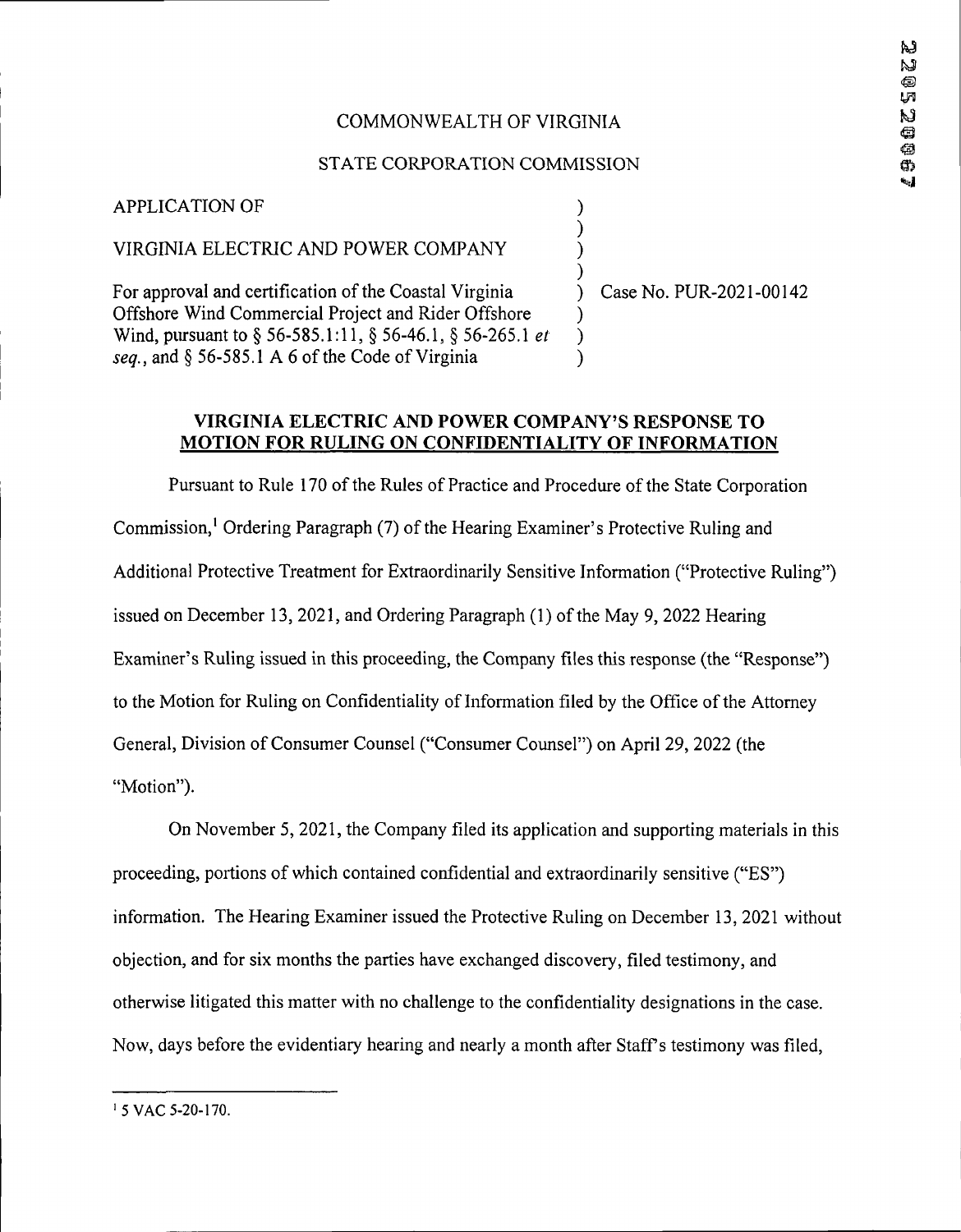COMMONWEALTH OF VIRGINIA

STATE CORPORATION COMMISSION

| | | |
|---|---|---|
| APPLICATION OF<br><br>VIRGINIA ELECTRIC AND POWER COMPANY<br><br>For approval and certification of the Coastal Virginia Offshore Wind Commercial Project and Rider Offshore Wind, pursuant to § 56-585.1:11, § 56-46.1, § 56-265.1 *et seq.*, and § 56-585.1 A 6 of the Code of Virginia | ) | Case No. PUR-2021-00142 |

**VIRGINIA ELECTRIC AND POWER COMPANY'S RESPONSE TO MOTION FOR RULING ON CONFIDENTIALITY OF INFORMATION**

Pursuant to Rule 170 of the Rules of Practice and Procedure of the State Corporation Commission,[1] Ordering Paragraph (7) of the Hearing Examiner's Protective Ruling and Additional Protective Treatment for Extraordinarily Sensitive Information ("Protective Ruling") issued on December 13, 2021, and Ordering Paragraph (1) of the May 9, 2022 Hearing Examiner's Ruling issued in this proceeding, the Company files this response (the "Response") to the Motion for Ruling on Confidentiality of Information filed by the Office of the Attorney General, Division of Consumer Counsel ("Consumer Counsel") on April 29, 2022 (the "Motion").

On November 5, 2021, the Company filed its application and supporting materials in this proceeding, portions of which contained confidential and extraordinarily sensitive ("ES") information. The Hearing Examiner issued the Protective Ruling on December 13, 2021 without objection, and for six months the parties have exchanged discovery, filed testimony, and otherwise litigated this matter with no challenge to the confidentiality designations in the case. Now, days before the evidentiary hearing and nearly a month after Staff's testimony was filed,

[1] 5 VAC 5-20-170.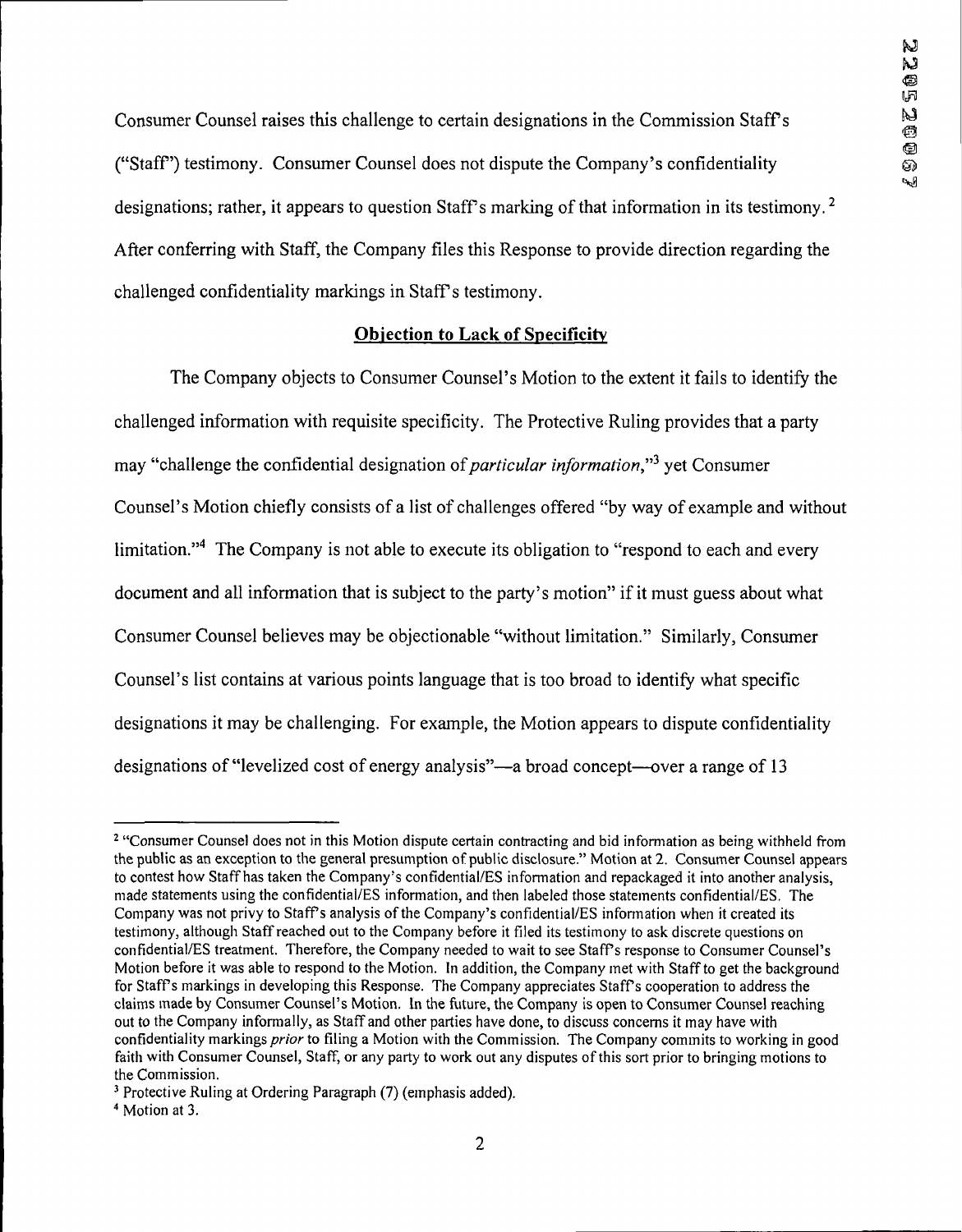Consumer Counsel raises this challenge to certain designations in the Commission Staff's ("Staff") testimony. Consumer Counsel does not dispute the Company's confidentiality designations; rather, it appears to question Staff's marking of that information in its testimony.[2] After conferring with Staff, the Company files this Response to provide direction regarding the challenged confidentiality markings in Staff's testimony.

**Objection to Lack of Specificity**

The Company objects to Consumer Counsel's Motion to the extent it fails to identify the challenged information with requisite specificity. The Protective Ruling provides that a party may "challenge the confidential designation of *particular information*,"[3] yet Consumer Counsel's Motion chiefly consists of a list of challenges offered "by way of example and without limitation."[4] The Company is not able to execute its obligation to "respond to each and every document and all information that is subject to the party's motion" if it must guess about what Consumer Counsel believes may be objectionable "without limitation." Similarly, Consumer Counsel's list contains at various points language that is too broad to identify what specific designations it may be challenging. For example, the Motion appears to dispute confidentiality designations of "levelized cost of energy analysis"—a broad concept—over a range of 13

---

[2] "Consumer Counsel does not in this Motion dispute certain contracting and bid information as being withheld from the public as an exception to the general presumption of public disclosure." Motion at 2. Consumer Counsel appears to contest how Staff has taken the Company's confidential/ES information and repackaged it into another analysis, made statements using the confidential/ES information, and then labeled those statements confidential/ES. The Company was not privy to Staff's analysis of the Company's confidential/ES information when it created its testimony, although Staff reached out to the Company before it filed its testimony to ask discrete questions on confidential/ES treatment. Therefore, the Company needed to wait to see Staff's response to Consumer Counsel's Motion before it was able to respond to the Motion. In addition, the Company met with Staff to get the background for Staff's markings in developing this Response. The Company appreciates Staff's cooperation to address the claims made by Consumer Counsel's Motion. In the future, the Company is open to Consumer Counsel reaching out to the Company informally, as Staff and other parties have done, to discuss concerns it may have with confidentiality markings *prior* to filing a Motion with the Commission. The Company commits to working in good faith with Consumer Counsel, Staff, or any party to work out any disputes of this sort prior to bringing motions to the Commission.

[3] Protective Ruling at Ordering Paragraph (7) (emphasis added).

[4] Motion at 3.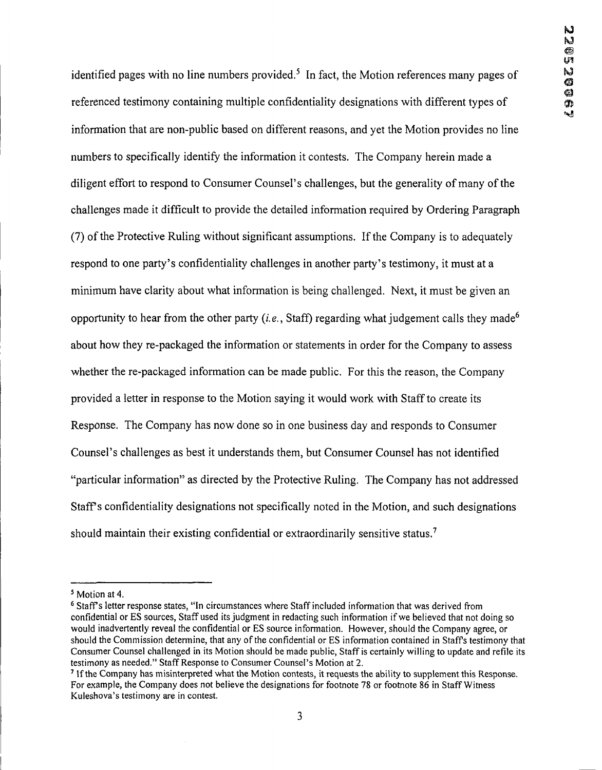identified pages with no line numbers provided.[5] In fact, the Motion references many pages of referenced testimony containing multiple confidentiality designations with different types of information that are non-public based on different reasons, and yet the Motion provides no line numbers to specifically identify the information it contests. The Company herein made a diligent effort to respond to Consumer Counsel's challenges, but the generality of many of the challenges made it difficult to provide the detailed information required by Ordering Paragraph (7) of the Protective Ruling without significant assumptions. If the Company is to adequately respond to one party's confidentiality challenges in another party's testimony, it must at a minimum have clarity about what information is being challenged. Next, it must be given an opportunity to hear from the other party (*i.e.*, Staff) regarding what judgement calls they made[6] about how they re-packaged the information or statements in order for the Company to assess whether the re-packaged information can be made public. For this the reason, the Company provided a letter in response to the Motion saying it would work with Staff to create its Response. The Company has now done so in one business day and responds to Consumer Counsel's challenges as best it understands them, but Consumer Counsel has not identified "particular information" as directed by the Protective Ruling. The Company has not addressed Staff's confidentiality designations not specifically noted in the Motion, and such designations should maintain their existing confidential or extraordinarily sensitive status.[7]

---

[5] Motion at 4.

[6] Staff's letter response states, "In circumstances where Staff included information that was derived from confidential or ES sources, Staff used its judgment in redacting such information if we believed that not doing so would inadvertently reveal the confidential or ES source information. However, should the Company agree, or should the Commission determine, that any of the confidential or ES information contained in Staff's testimony that Consumer Counsel challenged in its Motion should be made public, Staff is certainly willing to update and refile its testimony as needed." Staff Response to Consumer Counsel's Motion at 2.

[7] If the Company has misinterpreted what the Motion contests, it requests the ability to supplement this Response. For example, the Company does not believe the designations for footnote 78 or footnote 86 in Staff Witness Kuleshova's testimony are in contest.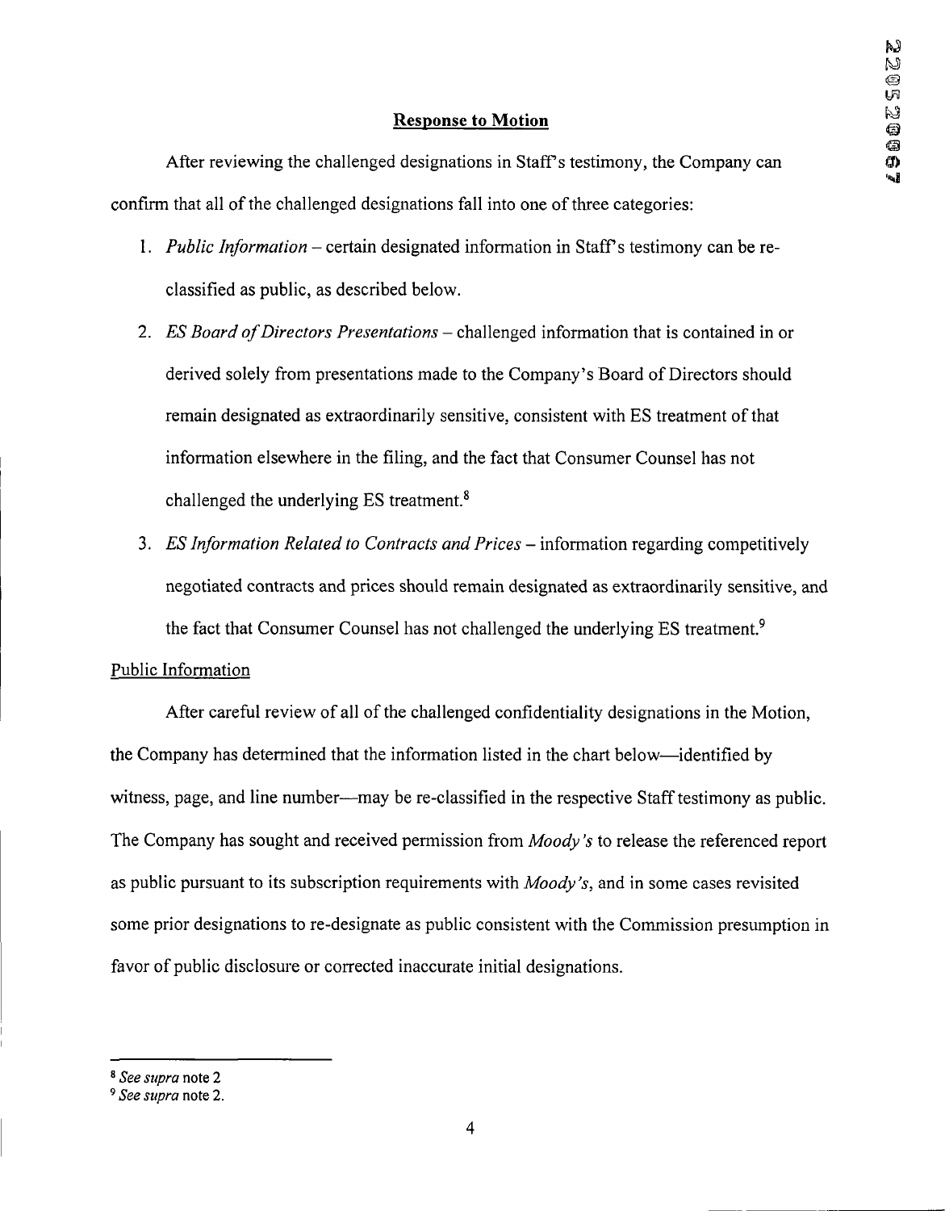## Response to Motion

After reviewing the challenged designations in Staff's testimony, the Company can confirm that all of the challenged designations fall into one of three categories:

1. *Public Information* – certain designated information in Staff's testimony can be re-classified as public, as described below.
2. *ES Board of Directors Presentations* – challenged information that is contained in or derived solely from presentations made to the Company's Board of Directors should remain designated as extraordinarily sensitive, consistent with ES treatment of that information elsewhere in the filing, and the fact that Consumer Counsel has not challenged the underlying ES treatment.[8]
3. *ES Information Related to Contracts and Prices* – information regarding competitively negotiated contracts and prices should remain designated as extraordinarily sensitive, and the fact that Consumer Counsel has not challenged the underlying ES treatment.[9]

Public Information

After careful review of all of the challenged confidentiality designations in the Motion, the Company has determined that the information listed in the chart below—identified by witness, page, and line number—may be re-classified in the respective Staff testimony as public. The Company has sought and received permission from *Moody's* to release the referenced report as public pursuant to its subscription requirements with *Moody's*, and in some cases revisited some prior designations to re-designate as public consistent with the Commission presumption in favor of public disclosure or corrected inaccurate initial designations.

---

[8] *See supra* note 2

[9] *See supra* note 2.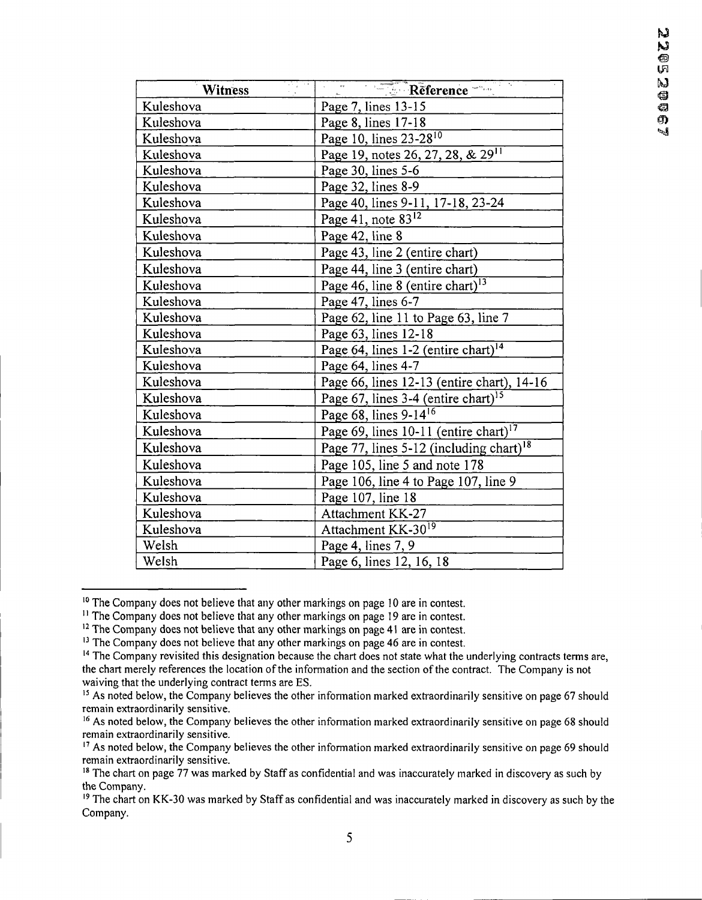| Witness | Reference |
|---|---|
| Kuleshova | Page 7, lines 13-15 |
| Kuleshova | Page 8, lines 17-18 |
| Kuleshova | Page 10, lines 23-28[10] |
| Kuleshova | Page 19, notes 26, 27, 28, & 29[11] |
| Kuleshova | Page 30, lines 5-6 |
| Kuleshova | Page 32, lines 8-9 |
| Kuleshova | Page 40, lines 9-11, 17-18, 23-24 |
| Kuleshova | Page 41, note 83[12] |
| Kuleshova | Page 42, line 8 |
| Kuleshova | Page 43, line 2 (entire chart) |
| Kuleshova | Page 44, line 3 (entire chart) |
| Kuleshova | Page 46, line 8 (entire chart)[13] |
| Kuleshova | Page 47, lines 6-7 |
| Kuleshova | Page 62, line 11 to Page 63, line 7 |
| Kuleshova | Page 63, lines 12-18 |
| Kuleshova | Page 64, lines 1-2 (entire chart)[14] |
| Kuleshova | Page 64, lines 4-7 |
| Kuleshova | Page 66, lines 12-13 (entire chart), 14-16 |
| Kuleshova | Page 67, lines 3-4 (entire chart)[15] |
| Kuleshova | Page 68, lines 9-14[16] |
| Kuleshova | Page 69, lines 10-11 (entire chart)[17] |
| Kuleshova | Page 77, lines 5-12 (including chart)[18] |
| Kuleshova | Page 105, line 5 and note 178 |
| Kuleshova | Page 106, line 4 to Page 107, line 9 |
| Kuleshova | Page 107, line 18 |
| Kuleshova | Attachment KK-27 |
| Kuleshova | Attachment KK-30[19] |
| Welsh | Page 4, lines 7, 9 |
| Welsh | Page 6, lines 12, 16, 18 |

[10] The Company does not believe that any other markings on page 10 are in contest.

[11] The Company does not believe that any other markings on page 19 are in contest.

[12] The Company does not believe that any other markings on page 41 are in contest.

[13] The Company does not believe that any other markings on page 46 are in contest.

[14] The Company revisited this designation because the chart does not state what the underlying contracts terms are, the chart merely references the location of the information and the section of the contract. The Company is not waiving that the underlying contract terms are ES.

[15] As noted below, the Company believes the other information marked extraordinarily sensitive on page 67 should remain extraordinarily sensitive.

[16] As noted below, the Company believes the other information marked extraordinarily sensitive on page 68 should remain extraordinarily sensitive.

[17] As noted below, the Company believes the other information marked extraordinarily sensitive on page 69 should remain extraordinarily sensitive.

[18] The chart on page 77 was marked by Staff as confidential and was inaccurately marked in discovery as such by the Company.

[19] The chart on KK-30 was marked by Staff as confidential and was inaccurately marked in discovery as such by the Company.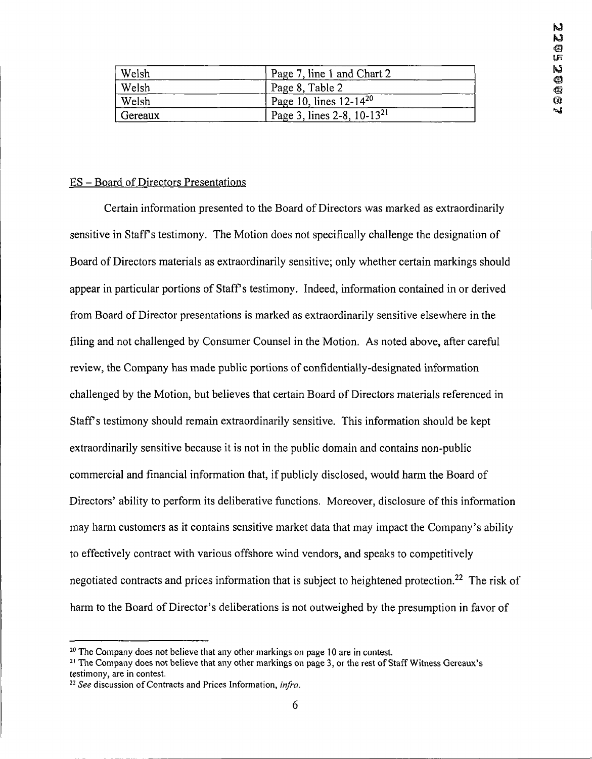| Welsh | Page 7, line 1 and Chart 2 |
|---|---|
| Welsh | Page 8, Table 2 |
| Welsh | Page 10, lines 12-14[20] |
| Gereaux | Page 3, lines 2-8, 10-13[21] |

ES – Board of Directors Presentations

Certain information presented to the Board of Directors was marked as extraordinarily sensitive in Staff's testimony. The Motion does not specifically challenge the designation of Board of Directors materials as extraordinarily sensitive; only whether certain markings should appear in particular portions of Staff's testimony. Indeed, information contained in or derived from Board of Director presentations is marked as extraordinarily sensitive elsewhere in the filing and not challenged by Consumer Counsel in the Motion. As noted above, after careful review, the Company has made public portions of confidentially-designated information challenged by the Motion, but believes that certain Board of Directors materials referenced in Staff's testimony should remain extraordinarily sensitive. This information should be kept extraordinarily sensitive because it is not in the public domain and contains non-public commercial and financial information that, if publicly disclosed, would harm the Board of Directors' ability to perform its deliberative functions. Moreover, disclosure of this information may harm customers as it contains sensitive market data that may impact the Company's ability to effectively contract with various offshore wind vendors, and speaks to competitively negotiated contracts and prices information that is subject to heightened protection.[22] The risk of harm to the Board of Director's deliberations is not outweighed by the presumption in favor of

[20] The Company does not believe that any other markings on page 10 are in contest.

[21] The Company does not believe that any other markings on page 3, or the rest of Staff Witness Gereaux's testimony, are in contest.

[22] *See* discussion of Contracts and Prices Information, *infra*.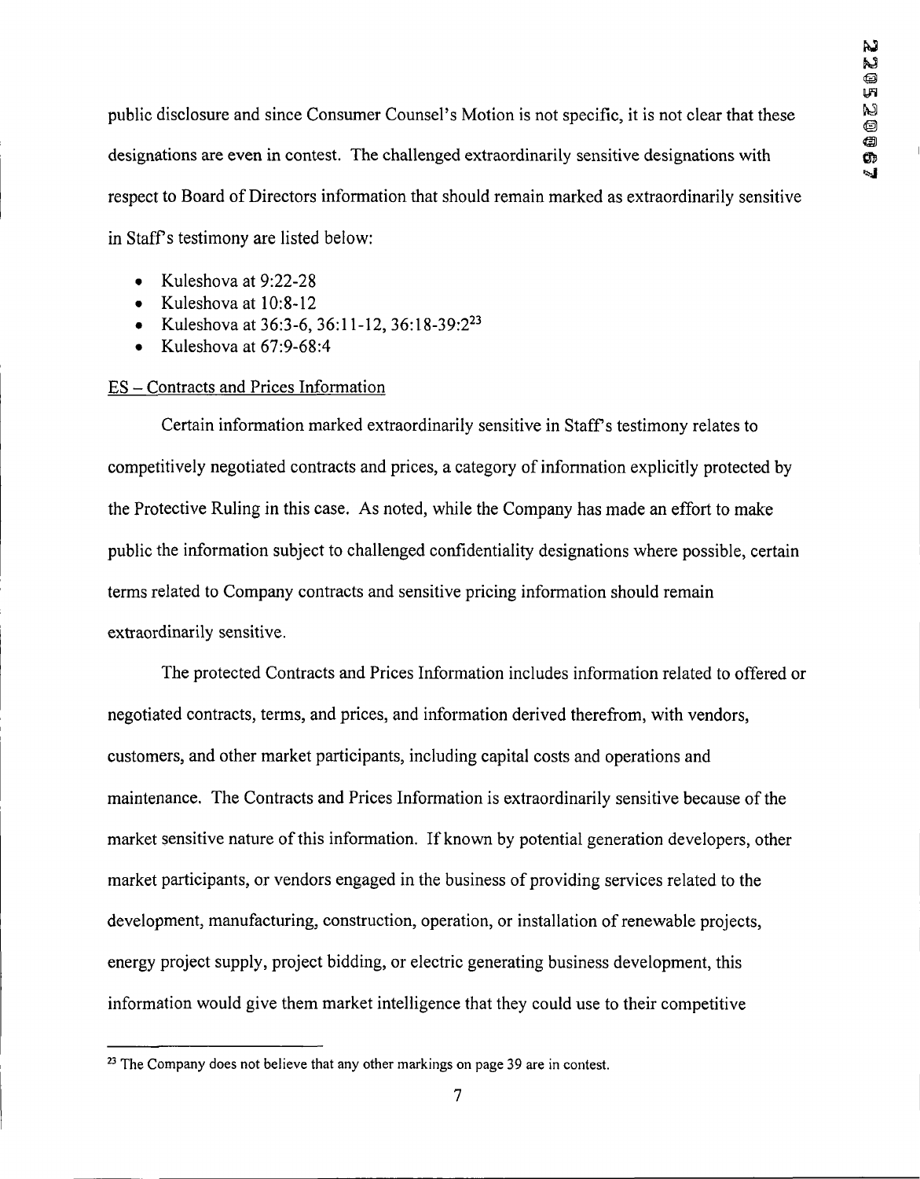public disclosure and since Consumer Counsel's Motion is not specific, it is not clear that these designations are even in contest. The challenged extraordinarily sensitive designations with respect to Board of Directors information that should remain marked as extraordinarily sensitive in Staff's testimony are listed below:

- Kuleshova at 9:22-28
- Kuleshova at 10:8-12
- Kuleshova at 36:3-6, 36:11-12, 36:18-39:2[23]
- Kuleshova at 67:9-68:4

ES – Contracts and Prices Information

Certain information marked extraordinarily sensitive in Staff's testimony relates to competitively negotiated contracts and prices, a category of information explicitly protected by the Protective Ruling in this case. As noted, while the Company has made an effort to make public the information subject to challenged confidentiality designations where possible, certain terms related to Company contracts and sensitive pricing information should remain extraordinarily sensitive.

The protected Contracts and Prices Information includes information related to offered or negotiated contracts, terms, and prices, and information derived therefrom, with vendors, customers, and other market participants, including capital costs and operations and maintenance. The Contracts and Prices Information is extraordinarily sensitive because of the market sensitive nature of this information. If known by potential generation developers, other market participants, or vendors engaged in the business of providing services related to the development, manufacturing, construction, operation, or installation of renewable projects, energy project supply, project bidding, or electric generating business development, this information would give them market intelligence that they could use to their competitive

[23] The Company does not believe that any other markings on page 39 are in contest.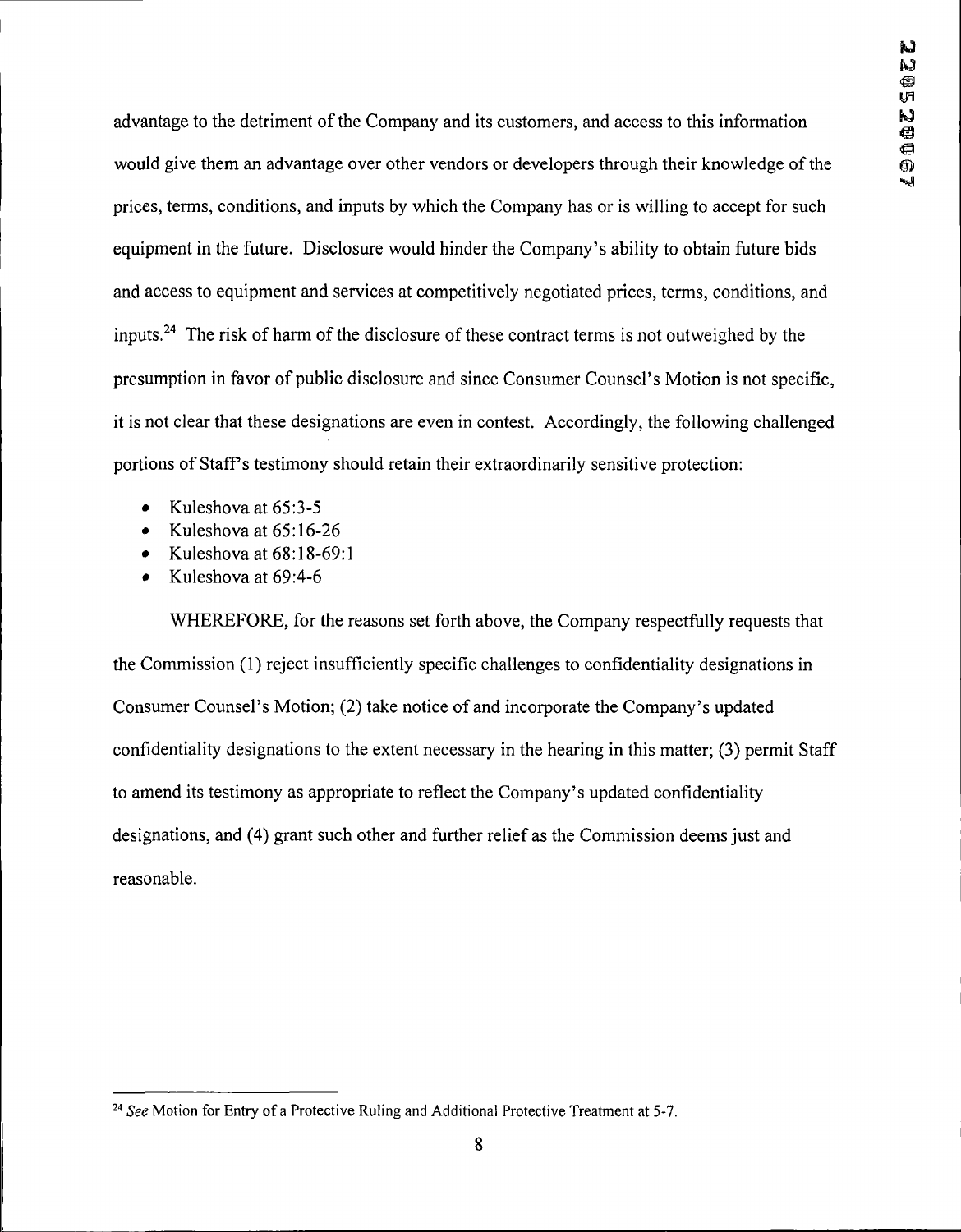advantage to the detriment of the Company and its customers, and access to this information would give them an advantage over other vendors or developers through their knowledge of the prices, terms, conditions, and inputs by which the Company has or is willing to accept for such equipment in the future. Disclosure would hinder the Company's ability to obtain future bids and access to equipment and services at competitively negotiated prices, terms, conditions, and inputs.[24] The risk of harm of the disclosure of these contract terms is not outweighed by the presumption in favor of public disclosure and since Consumer Counsel's Motion is not specific, it is not clear that these designations are even in contest. Accordingly, the following challenged portions of Staff's testimony should retain their extraordinarily sensitive protection:

- Kuleshova at 65:3-5
- Kuleshova at 65:16-26
- Kuleshova at 68:18-69:1
- Kuleshova at 69:4-6

WHEREFORE, for the reasons set forth above, the Company respectfully requests that the Commission (1) reject insufficiently specific challenges to confidentiality designations in Consumer Counsel's Motion; (2) take notice of and incorporate the Company's updated confidentiality designations to the extent necessary in the hearing in this matter; (3) permit Staff to amend its testimony as appropriate to reflect the Company's updated confidentiality designations, and (4) grant such other and further relief as the Commission deems just and reasonable.

---

[24] *See* Motion for Entry of a Protective Ruling and Additional Protective Treatment at 5-7.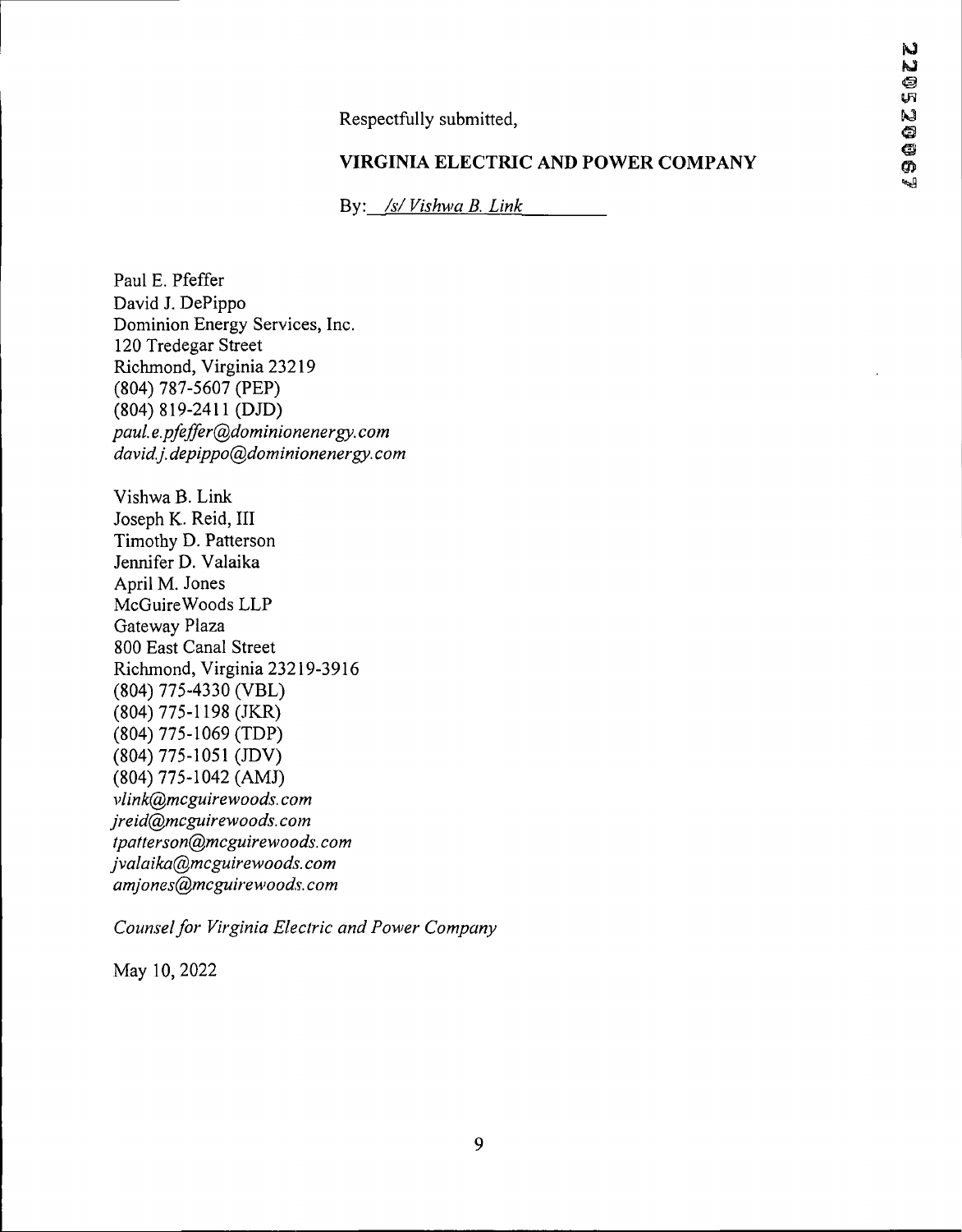Respectfully submitted,

**VIRGINIA ELECTRIC AND POWER COMPANY**

By: */s/ Vishwa B. Link*

Paul E. Pfeffer
David J. DePippo
Dominion Energy Services, Inc.
120 Tredegar Street
Richmond, Virginia 23219
(804) 787-5607 (PEP)
(804) 819-2411 (DJD)
*paul.e.pfeffer@dominionenergy.com*
*david.j.depippo@dominionenergy.com*

Vishwa B. Link
Joseph K. Reid, III
Timothy D. Patterson
Jennifer D. Valaika
April M. Jones
McGuireWoods LLP
Gateway Plaza
800 East Canal Street
Richmond, Virginia 23219-3916
(804) 775-4330 (VBL)
(804) 775-1198 (JKR)
(804) 775-1069 (TDP)
(804) 775-1051 (JDV)
(804) 775-1042 (AMJ)
*vlink@mcguirewoods.com*
*jreid@mcguirewoods.com*
*tpatterson@mcguirewoods.com*
*jvalaika@mcguirewoods.com*
*amjones@mcguirewoods.com*

*Counsel for Virginia Electric and Power Company*

May 10, 2022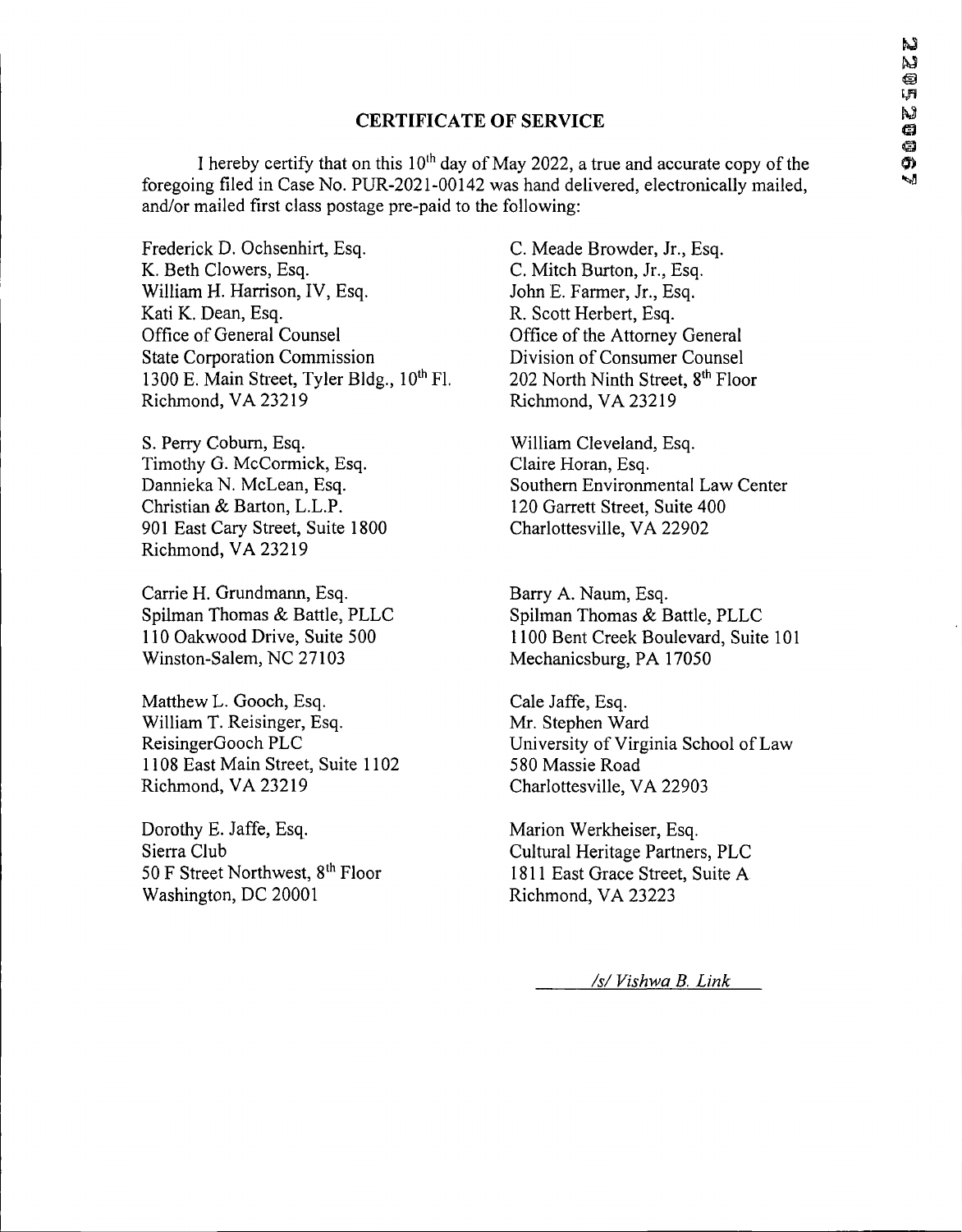## CERTIFICATE OF SERVICE

I hereby certify that on this 10th day of May 2022, a true and accurate copy of the foregoing filed in Case No. PUR-2021-00142 was hand delivered, electronically mailed, and/or mailed first class postage pre-paid to the following:

Frederick D. Ochsenhirt, Esq.
K. Beth Clowers, Esq.
William H. Harrison, IV, Esq.
Kati K. Dean, Esq.
Office of General Counsel
State Corporation Commission
1300 E. Main Street, Tyler Bldg., 10th Fl.
Richmond, VA 23219

C. Meade Browder, Jr., Esq.
C. Mitch Burton, Jr., Esq.
John E. Farmer, Jr., Esq.
R. Scott Herbert, Esq.
Office of the Attorney General
Division of Consumer Counsel
202 North Ninth Street, 8th Floor
Richmond, VA 23219

S. Perry Coburn, Esq.
Timothy G. McCormick, Esq.
Dannieka N. McLean, Esq.
Christian & Barton, L.L.P.
901 East Cary Street, Suite 1800
Richmond, VA 23219

William Cleveland, Esq.
Claire Horan, Esq.
Southern Environmental Law Center
120 Garrett Street, Suite 400
Charlottesville, VA 22902

Carrie H. Grundmann, Esq.
Spilman Thomas & Battle, PLLC
110 Oakwood Drive, Suite 500
Winston-Salem, NC 27103

Barry A. Naum, Esq.
Spilman Thomas & Battle, PLLC
1100 Bent Creek Boulevard, Suite 101
Mechanicsburg, PA 17050

Matthew L. Gooch, Esq.
William T. Reisinger, Esq.
ReisingerGooch PLC
1108 East Main Street, Suite 1102
Richmond, VA 23219

Cale Jaffe, Esq.
Mr. Stephen Ward
University of Virginia School of Law
580 Massie Road
Charlottesville, VA 22903

Dorothy E. Jaffe, Esq.
Sierra Club
50 F Street Northwest, 8th Floor
Washington, DC 20001

Marion Werkheiser, Esq.
Cultural Heritage Partners, PLC
1811 East Grace Street, Suite A
Richmond, VA 23223

*/s/ Vishwa B. Link*